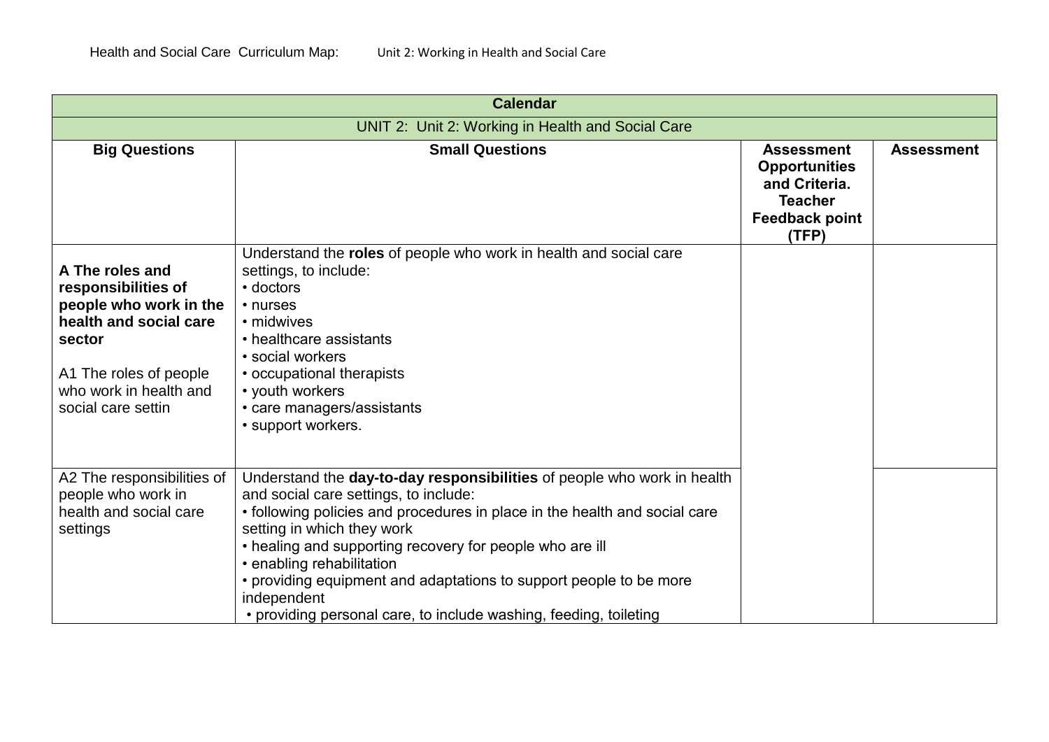Health and Social Care Curriculum Map: Unit 2: Working in Health and Social Care

| Calendar | | | |
|---|---|---|---|
| UNIT 2: Unit 2: Working in Health and Social Care | | | |
| **Big Questions** | **Small Questions** | **Assessment Opportunities and Criteria. Teacher Feedback point (TFP)** | **Assessment** |
| **A The roles and responsibilities of people who work in the health and social care sector**<br><br>A1 The roles of people who work in health and social care settin | Understand the **roles** of people who work in health and social care settings, to include:<br>• doctors<br>• nurses<br>• midwives<br>• healthcare assistants<br>• social workers<br>• occupational therapists<br>• youth workers<br>• care managers/assistants<br>• support workers. | | |
| A2 The responsibilities of people who work in health and social care settings | Understand the **day-to-day responsibilities** of people who work in health and social care settings, to include:<br>• following policies and procedures in place in the health and social care setting in which they work<br>• healing and supporting recovery for people who are ill<br>• enabling rehabilitation<br>• providing equipment and adaptations to support people to be more independent<br>• providing personal care, to include washing, feeding, toileting | | |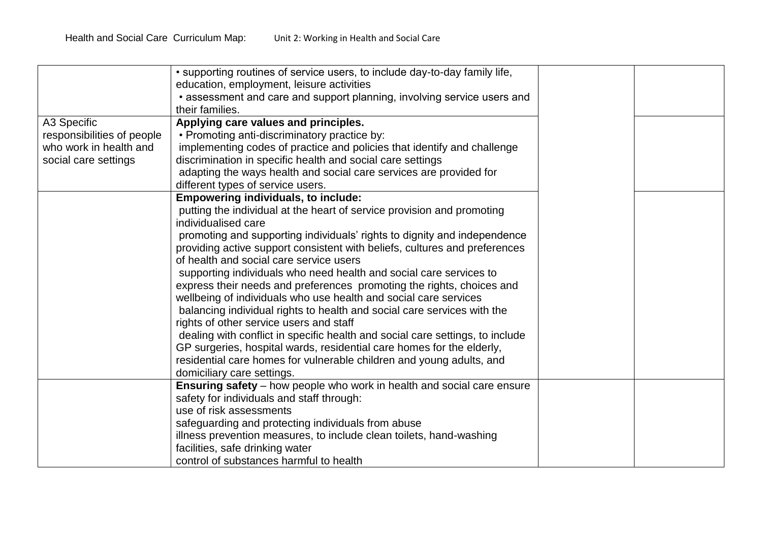| | | | |
|---|---|---|---|
| | • supporting routines of service users, to include day-to-day family life, education, employment, leisure activities<br>• assessment and care and support planning, involving service users and their families. | | |
| A3 Specific responsibilities of people who work in health and social care settings | **Applying care values and principles.**<br>• Promoting anti-discriminatory practice by:<br>implementing codes of practice and policies that identify and challenge discrimination in specific health and social care settings<br>adapting the ways health and social care services are provided for different types of service users. | | |
| | **Empowering individuals, to include:**<br>putting the individual at the heart of service provision and promoting individualised care<br>promoting and supporting individuals' rights to dignity and independence providing active support consistent with beliefs, cultures and preferences of health and social care service users<br>supporting individuals who need health and social care services to express their needs and preferences promoting the rights, choices and wellbeing of individuals who use health and social care services<br>balancing individual rights to health and social care services with the rights of other service users and staff<br>dealing with conflict in specific health and social care settings, to include GP surgeries, hospital wards, residential care homes for the elderly, residential care homes for vulnerable children and young adults, and domiciliary care settings. | | |
| | **Ensuring safety** – how people who work in health and social care ensure safety for individuals and staff through:<br>use of risk assessments<br>safeguarding and protecting individuals from abuse<br>illness prevention measures, to include clean toilets, hand-washing facilities, safe drinking water<br>control of substances harmful to health | | |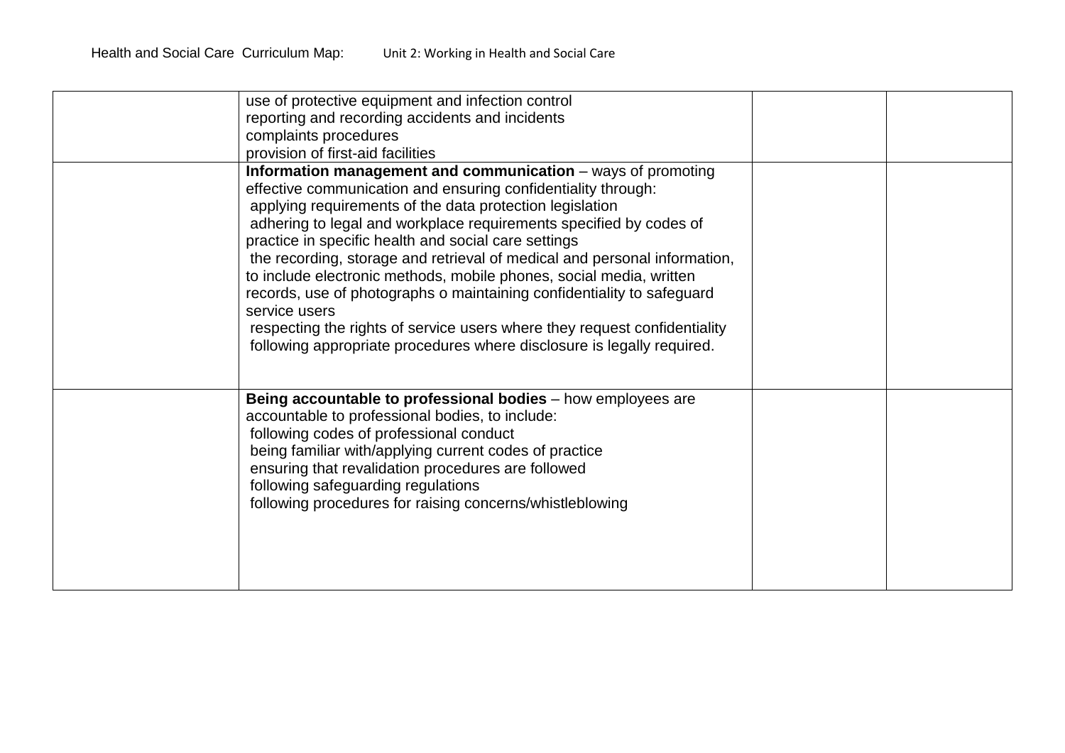| | | | |
|---|---|---|---|
| | use of protective equipment and infection control<br>reporting and recording accidents and incidents<br>complaints procedures<br>provision of first-aid facilities | | |
| | **Information management and communication** – ways of promoting effective communication and ensuring confidentiality through:<br>applying requirements of the data protection legislation<br>adhering to legal and workplace requirements specified by codes of practice in specific health and social care settings<br>the recording, storage and retrieval of medical and personal information, to include electronic methods, mobile phones, social media, written records, use of photographs o maintaining confidentiality to safeguard service users<br>respecting the rights of service users where they request confidentiality<br>following appropriate procedures where disclosure is legally required. | | |
| | **Being accountable to professional bodies** – how employees are accountable to professional bodies, to include:<br>following codes of professional conduct<br>being familiar with/applying current codes of practice<br>ensuring that revalidation procedures are followed<br>following safeguarding regulations<br>following procedures for raising concerns/whistleblowing | | |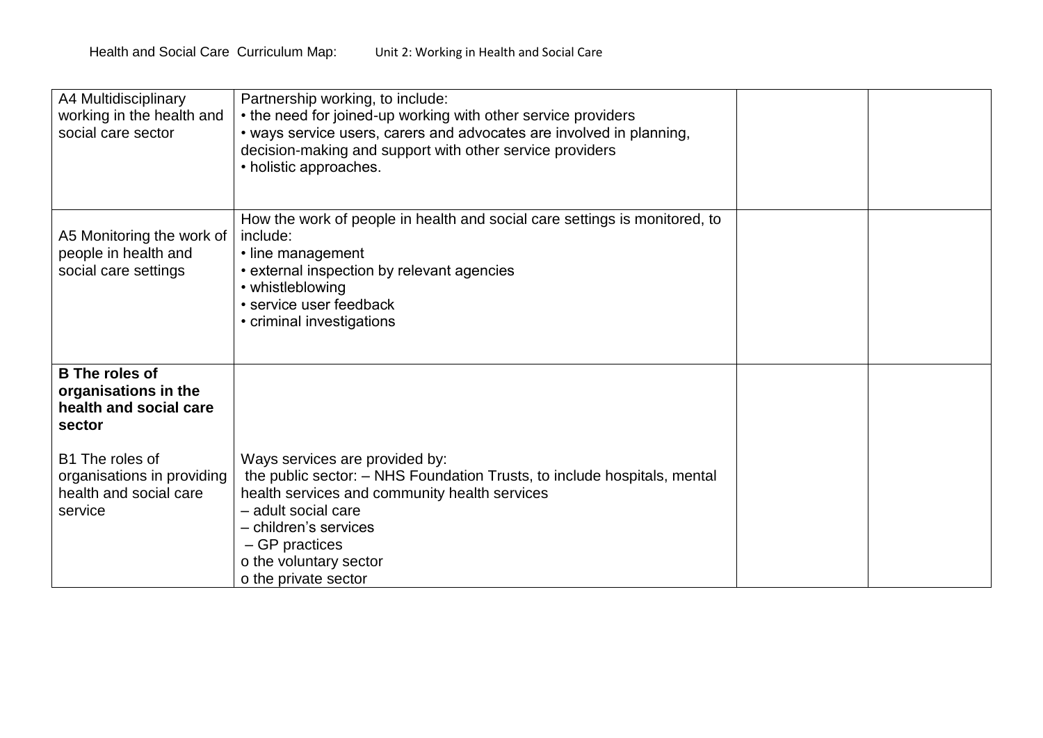| A4 Multidisciplinary working in the health and social care sector | Partnership working, to include:<br>• the need for joined-up working with other service providers<br>• ways service users, carers and advocates are involved in planning, decision-making and support with other service providers<br>• holistic approaches. | | |
|---|---|---|---|
| A5 Monitoring the work of people in health and social care settings | How the work of people in health and social care settings is monitored, to include:<br>• line management<br>• external inspection by relevant agencies<br>• whistleblowing<br>• service user feedback<br>• criminal investigations | | |
| **B The roles of organisations in the health and social care sector**<br><br>B1 The roles of organisations in providing health and social care service | Ways services are provided by:<br>the public sector: – NHS Foundation Trusts, to include hospitals, mental health services and community health services<br>– adult social care<br>– children's services<br>– GP practices<br>o the voluntary sector<br>o the private sector | | |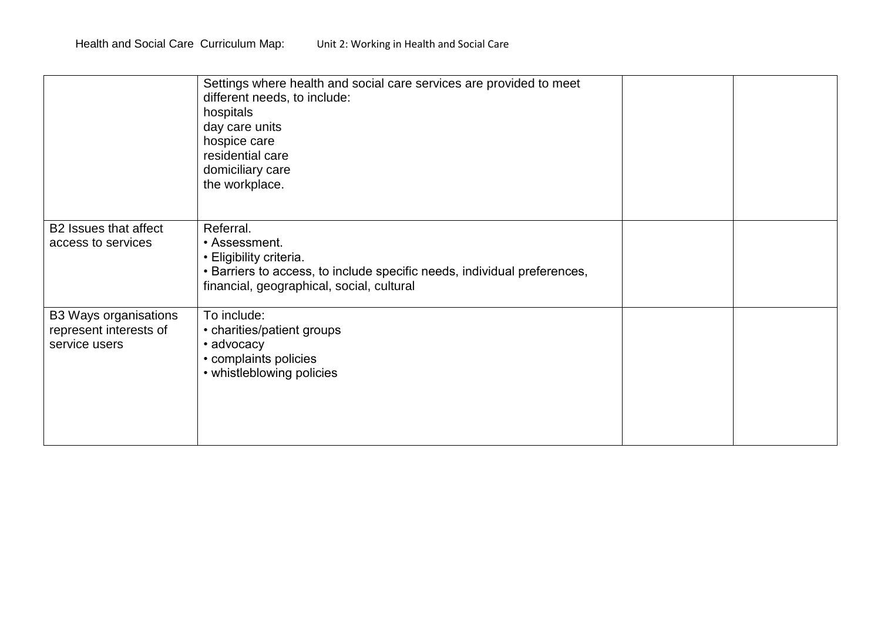| | | | |
|---|---|---|---|
| | Settings where health and social care services are provided to meet different needs, to include:<br>hospitals<br>day care units<br>hospice care<br>residential care<br>domiciliary care<br>the workplace. | | |
| B2 Issues that affect access to services | Referral.<br>• Assessment.<br>• Eligibility criteria.<br>• Barriers to access, to include specific needs, individual preferences, financial, geographical, social, cultural | | |
| B3 Ways organisations represent interests of service users | To include:<br>• charities/patient groups<br>• advocacy<br>• complaints policies<br>• whistleblowing policies | | |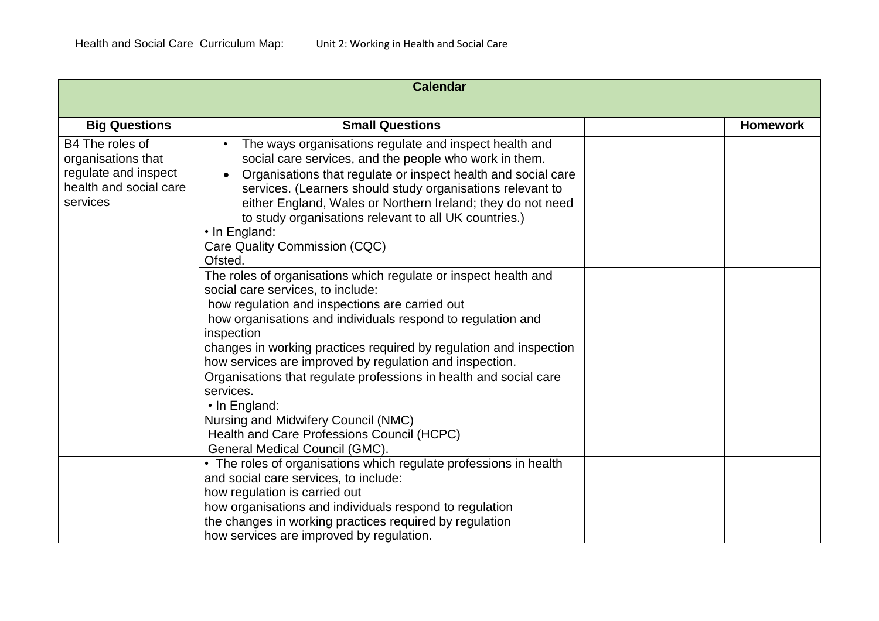Health and Social Care Curriculum Map: Unit 2: Working in Health and Social Care

| Calendar | | | |
|---|---|---|---|
| | | | |
| **Big Questions** | **Small Questions** | | **Homework** |
| B4 The roles of organisations that regulate and inspect health and social care services | • The ways organisations regulate and inspect health and social care services, and the people who work in them. | | |
| | • Organisations that regulate or inspect health and social care services. (Learners should study organisations relevant to either England, Wales or Northern Ireland; they do not need to study organisations relevant to all UK countries.)<br>• In England:<br>Care Quality Commission (CQC)<br>Ofsted. | | |
| | The roles of organisations which regulate or inspect health and social care services, to include:<br>how regulation and inspections are carried out<br>how organisations and individuals respond to regulation and inspection<br>changes in working practices required by regulation and inspection<br>how services are improved by regulation and inspection. | | |
| | Organisations that regulate professions in health and social care services.<br>• In England:<br>Nursing and Midwifery Council (NMC)<br>Health and Care Professions Council (HCPC)<br>General Medical Council (GMC). | | |
| | • The roles of organisations which regulate professions in health and social care services, to include:<br>how regulation is carried out<br>how organisations and individuals respond to regulation<br>the changes in working practices required by regulation<br>how services are improved by regulation. | | |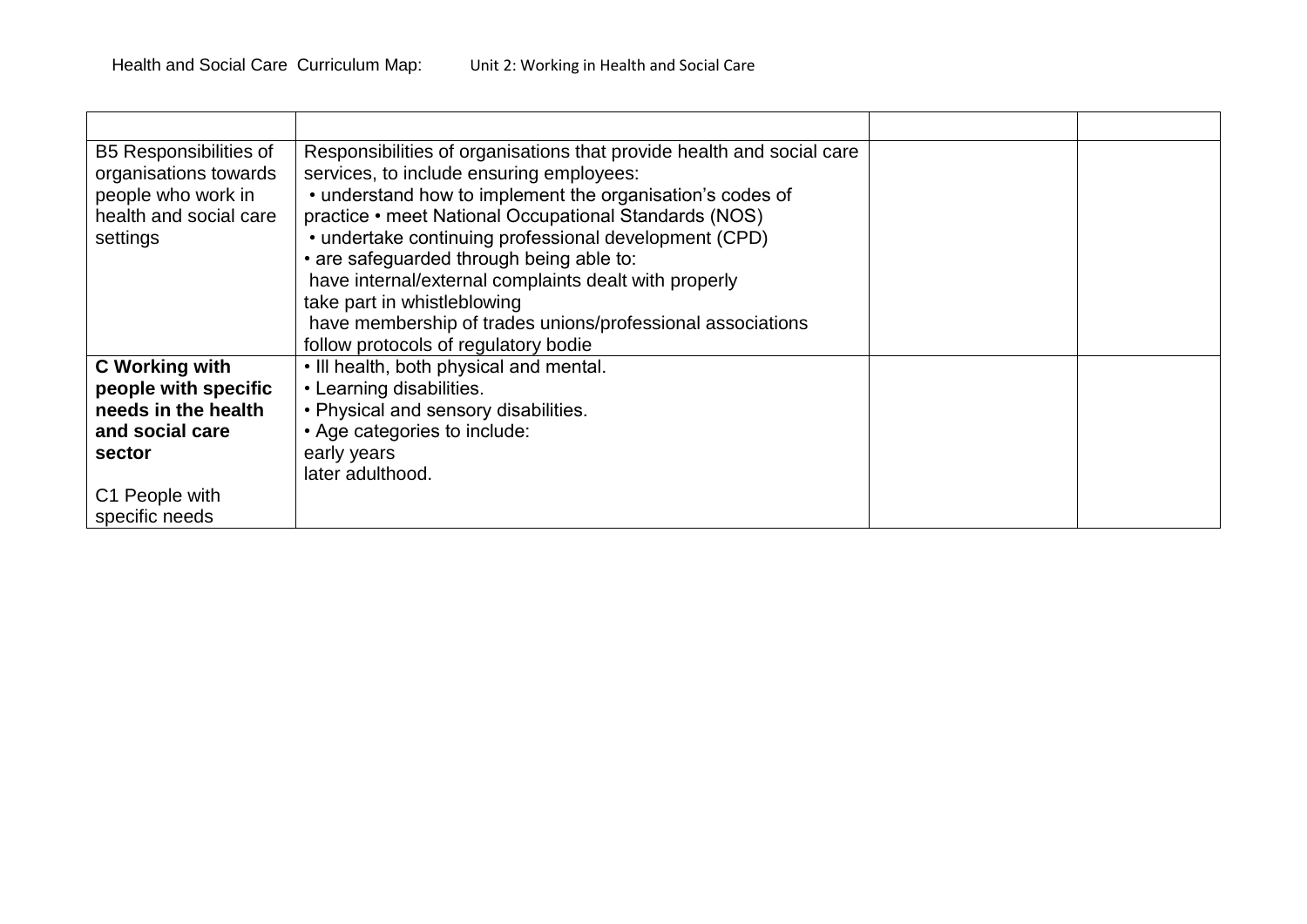Health and Social Care Curriculum Map: Unit 2: Working in Health and Social Care

| | | | |
|---|---|---|---|
| B5 Responsibilities of organisations towards people who work in health and social care settings | Responsibilities of organisations that provide health and social care services, to include ensuring employees:<br>• understand how to implement the organisation's codes of practice • meet National Occupational Standards (NOS)<br>• undertake continuing professional development (CPD)<br>• are safeguarded through being able to:<br>have internal/external complaints dealt with properly<br>take part in whistleblowing<br>have membership of trades unions/professional associations<br>follow protocols of regulatory bodie | | |
| **C Working with people with specific needs in the health and social care sector**<br><br>C1 People with specific needs | • Ill health, both physical and mental.<br>• Learning disabilities.<br>• Physical and sensory disabilities.<br>• Age categories to include:<br>early years<br>later adulthood. | | |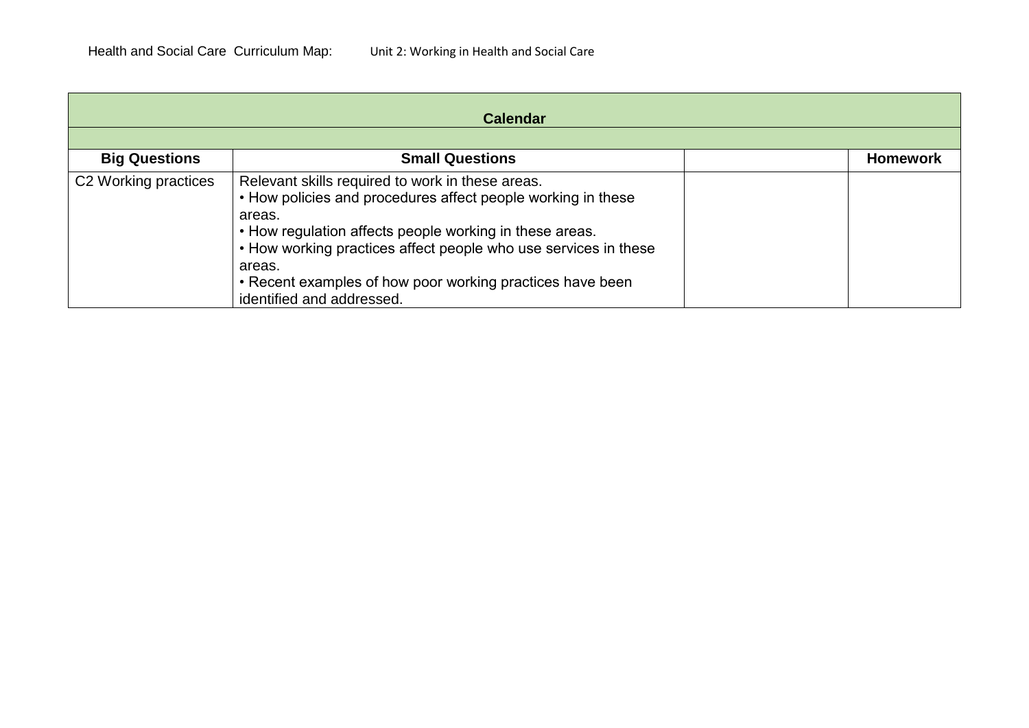Health and Social Care Curriculum Map: Unit 2: Working in Health and Social Care

| Calendar | | | |
|---|---|---|---|
| | | | |
| **Big Questions** | **Small Questions** | | **Homework** |
| C2 Working practices | Relevant skills required to work in these areas.<br>• How policies and procedures affect people working in these areas.<br>• How regulation affects people working in these areas.<br>• How working practices affect people who use services in these areas.<br>• Recent examples of how poor working practices have been identified and addressed. | | |